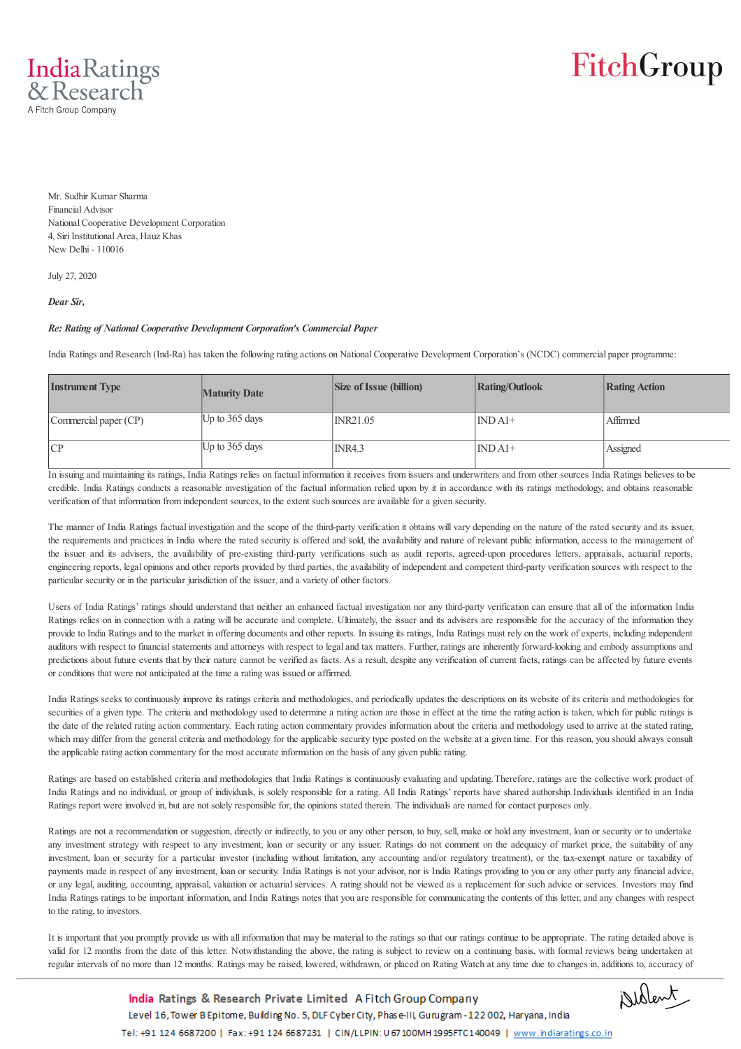Mr. Sudhir Kumar Sharma
Financial Advisor
National Cooperative Development Corporation
4, Siri Institutional Area, Hauz Khas
New Delhi - 110016

July 27, 2020

***Dear Sir,***

***Re: Rating of National Cooperative Development Corporation's Commercial Paper***

India Ratings and Research (Ind-Ra) has taken the following rating actions on National Cooperative Development Corporation's (NCDC) commercial paper programme:

| Instrument Type | Maturity Date | Size of Issue (billion) | Rating/Outlook | Rating Action |
|---|---|---|---|---|
| Commercial paper (CP) | Up to 365 days | INR21.05 | IND A1+ | Affirmed |
| CP | Up to 365 days | INR4.3 | IND A1+ | Assigned |

In issuing and maintaining its ratings, India Ratings relies on factual information it receives from issuers and underwriters and from other sources India Ratings believes to be credible. India Ratings conducts a reasonable investigation of the factual information relied upon by it in accordance with its ratings methodology, and obtains reasonable verification of that information from independent sources, to the extent such sources are available for a given security.

The manner of India Ratings factual investigation and the scope of the third-party verification it obtains will vary depending on the nature of the rated security and its issuer, the requirements and practices in India where the rated security is offered and sold, the availability and nature of relevant public information, access to the management of the issuer and its advisers, the availability of pre-existing third-party verifications such as audit reports, agreed-upon procedures letters, appraisals, actuarial reports, engineering reports, legal opinions and other reports provided by third parties, the availability of independent and competent third-party verification sources with respect to the particular security or in the particular jurisdiction of the issuer, and a variety of other factors.

Users of India Ratings' ratings should understand that neither an enhanced factual investigation nor any third-party verification can ensure that all of the information India Ratings relies on in connection with a rating will be accurate and complete. Ultimately, the issuer and its advisers are responsible for the accuracy of the information they provide to India Ratings and to the market in offering documents and other reports. In issuing its ratings, India Ratings must rely on the work of experts, including independent auditors with respect to financial statements and attorneys with respect to legal and tax matters. Further, ratings are inherently forward-looking and embody assumptions and predictions about future events that by their nature cannot be verified as facts. As a result, despite any verification of current facts, ratings can be affected by future events or conditions that were not anticipated at the time a rating was issued or affirmed.

India Ratings seeks to continuously improve its ratings criteria and methodologies, and periodically updates the descriptions on its website of its criteria and methodologies for securities of a given type. The criteria and methodology used to determine a rating action are those in effect at the time the rating action is taken, which for public ratings is the date of the related rating action commentary. Each rating action commentary provides information about the criteria and methodology used to arrive at the stated rating, which may differ from the general criteria and methodology for the applicable security type posted on the website at a given time. For this reason, you should always consult the applicable rating action commentary for the most accurate information on the basis of any given public rating.

Ratings are based on established criteria and methodologies that India Ratings is continuously evaluating and updating. Therefore, ratings are the collective work product of India Ratings and no individual, or group of individuals, is solely responsible for a rating. All India Ratings' reports have shared authorship. Individuals identified in an India Ratings report were involved in, but are not solely responsible for, the opinions stated therein. The individuals are named for contact purposes only.

Ratings are not a recommendation or suggestion, directly or indirectly, to you or any other person, to buy, sell, make or hold any investment, loan or security or to undertake any investment strategy with respect to any investment, loan or security or any issuer. Ratings do not comment on the adequacy of market price, the suitability of any investment, loan or security for a particular investor (including without limitation, any accounting and/or regulatory treatment), or the tax-exempt nature or taxability of payments made in respect of any investment, loan or security. India Ratings is not your advisor, nor is India Ratings providing to you or any other party any financial advice, or any legal, auditing, accounting, appraisal, valuation or actuarial services. A rating should not be viewed as a replacement for such advice or services. Investors may find India Ratings ratings to be important information, and India Ratings notes that you are responsible for communicating the contents of this letter, and any changes with respect to the rating, to investors.

It is important that you promptly provide us with all information that may be material to the ratings so that our ratings continue to be appropriate. The rating detailed above is valid for 12 months from the date of this letter. Notwithstanding the above, the rating is subject to review on a continuing basis, with formal reviews being undertaken at regular intervals of no more than 12 months. Ratings may be raised, lowered, withdrawn, or placed on Rating Watch at any time due to changes in, additions to, accuracy of

India Ratings & Research Private Limited A Fitch Group Company
Level 16, Tower B Epitome, Building No. 5, DLF Cyber City, Phase-III, Gurugram - 122 002, Haryana, India
Tel: +91 124 6687200 | Fax: +91 124 6687231 | CIN/LLPIN: U67100MH1995FTC140049 | www.indiaratings.co.in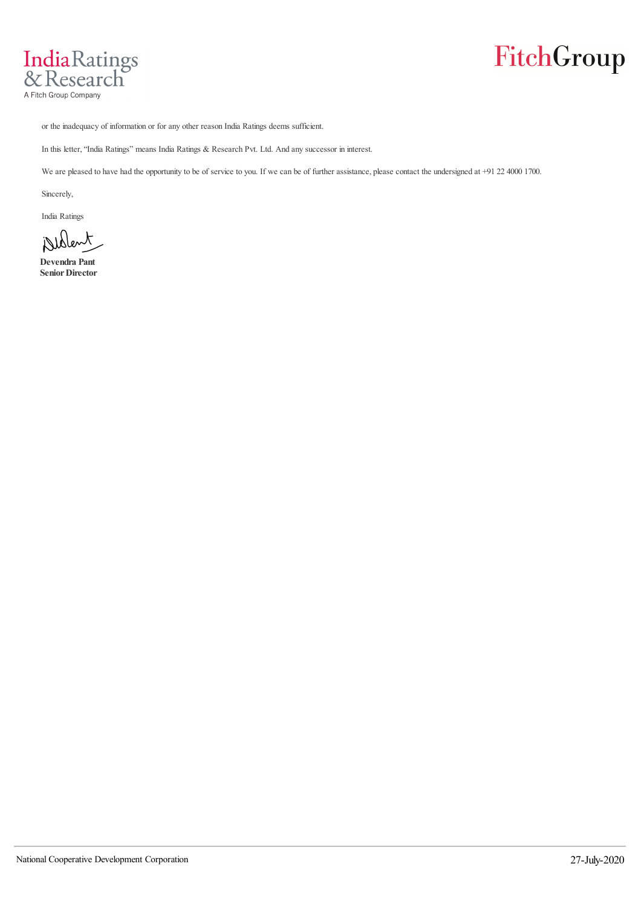or the inadequacy of information or for any other reason India Ratings deems sufficient.

In this letter, “India Ratings” means India Ratings & Research Pvt. Ltd. And any successor in interest.

We are pleased to have had the opportunity to be of service to you. If we can be of further assistance, please contact the undersigned at +91 22 4000 1700.

Sincerely,

India Ratings

**Devendra Pant**
**Senior Director**